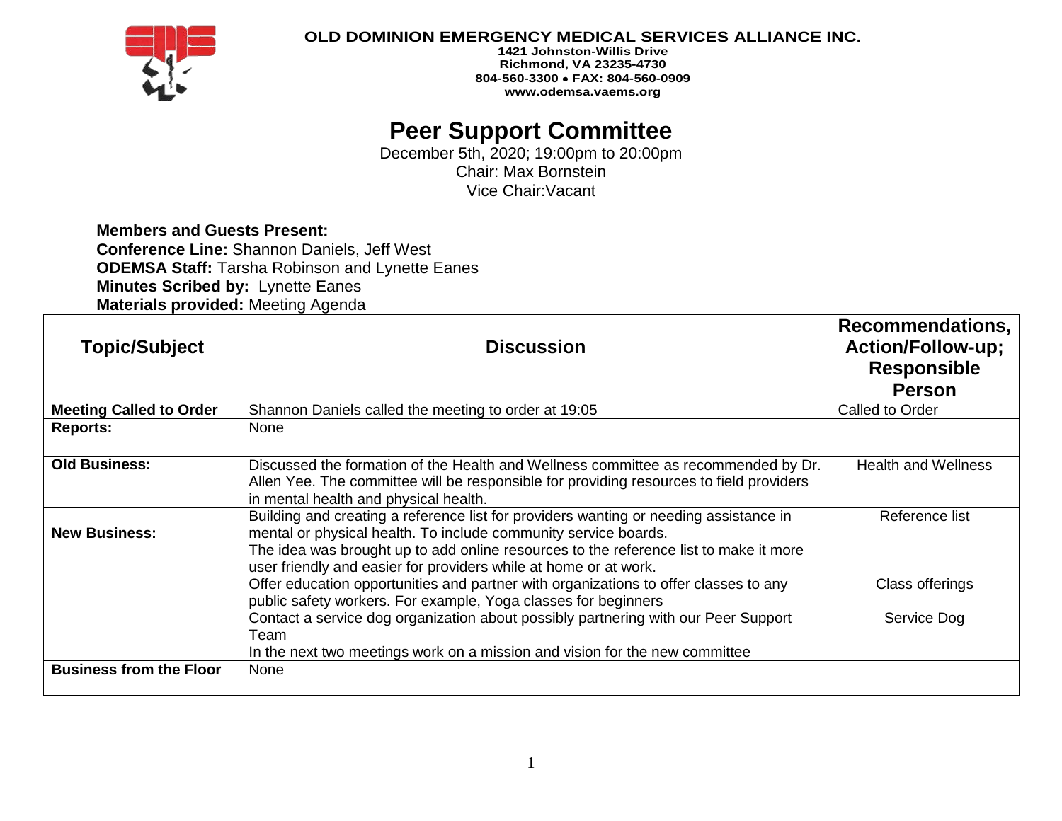**OLD DOMINION EMERGENCY MEDICAL SERVICES ALLIANCE INC.**
**1421 Johnston-Willis Drive**
**Richmond, VA 23235-4730**
**804-560-3300 • FAX: 804-560-0909**
**www.odemsa.vaems.org**

# Peer Support Committee

December 5th, 2020; 19:00pm to 20:00pm
Chair: Max Bornstein
Vice Chair:Vacant

**Members and Guests Present:**
**Conference Line:** Shannon Daniels, Jeff West
**ODEMSA Staff:** Tarsha Robinson and Lynette Eanes
**Minutes Scribed by:** Lynette Eanes
**Materials provided:** Meeting Agenda

| Topic/Subject | Discussion | Recommendations, Action/Follow-up; Responsible Person |
|---|---|---|
| **Meeting Called to Order** | Shannon Daniels called the meeting to order at 19:05 | Called to Order |
| **Reports:** | None | |
| **Old Business:** | Discussed the formation of the Health and Wellness committee as recommended by Dr. Allen Yee. The committee will be responsible for providing resources to field providers in mental health and physical health. | Health and Wellness |
| **New Business:** | Building and creating a reference list for providers wanting or needing assistance in mental or physical health. To include community service boards.<br>The idea was brought up to add online resources to the reference list to make it more user friendly and easier for providers while at home or at work.<br>Offer education opportunities and partner with organizations to offer classes to any public safety workers. For example, Yoga classes for beginners<br>Contact a service dog organization about possibly partnering with our Peer Support Team<br>In the next two meetings work on a mission and vision for the new committee | Reference list<br><br>Class offerings<br><br>Service Dog |
| **Business from the Floor** | None | |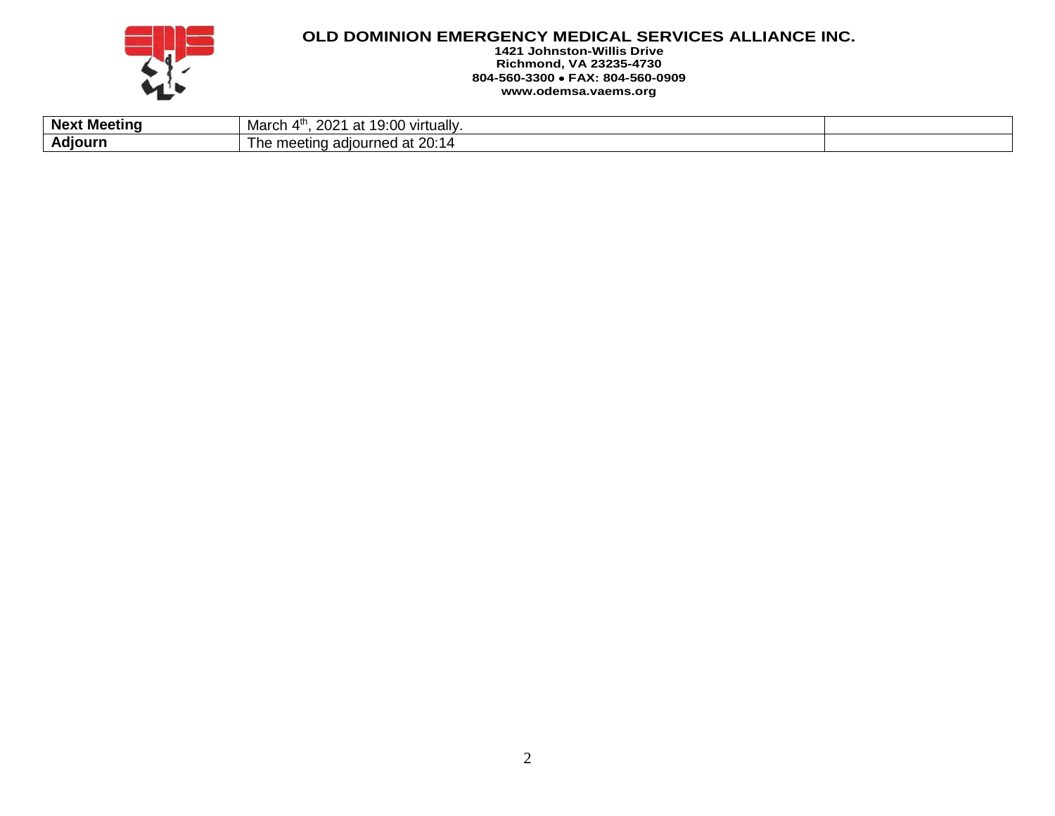**OLD DOMINION EMERGENCY MEDICAL SERVICES ALLIANCE INC.**
**1421 Johnston-Willis Drive**
**Richmond, VA 23235-4730**
**804-560-3300 • FAX: 804-560-0909**
**www.odemsa.vaems.org**

| | | |
|---|---|---|
| **Next Meeting** | March 4th, 2021 at 19:00 virtually. | |
| **Adjourn** | The meeting adjourned at 20:14 | |